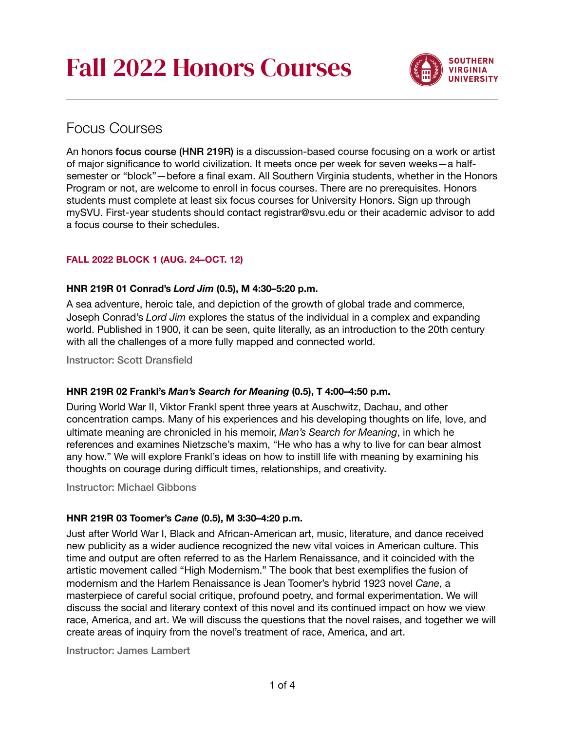# Fall 2022 Honors Courses

SOUTHERN VIRGINIA UNIVERSITY

## Focus Courses

An honors **focus course (HNR 219R)** is a discussion-based course focusing on a work or artist of major significance to world civilization. It meets once per week for seven weeks—a half-semester or "block"—before a final exam. All Southern Virginia students, whether in the Honors Program or not, are welcome to enroll in focus courses. There are no prerequisites. Honors students must complete at least six focus courses for University Honors. Sign up through mySVU. First-year students should contact registrar@svu.edu or their academic advisor to add a focus course to their schedules.

### FALL 2022 BLOCK 1 (AUG. 24–OCT. 12)

**HNR 219R 01 Conrad's *Lord Jim* (0.5), M 4:30–5:20 p.m.**

A sea adventure, heroic tale, and depiction of the growth of global trade and commerce, Joseph Conrad's *Lord Jim* explores the status of the individual in a complex and expanding world. Published in 1900, it can be seen, quite literally, as an introduction to the 20th century with all the challenges of a more fully mapped and connected world.

Instructor: Scott Dransfield

**HNR 219R 02 Frankl's *Man's Search for Meaning* (0.5), T 4:00–4:50 p.m.**

During World War II, Viktor Frankl spent three years at Auschwitz, Dachau, and other concentration camps. Many of his experiences and his developing thoughts on life, love, and ultimate meaning are chronicled in his memoir, *Man's Search for Meaning*, in which he references and examines Nietzsche's maxim, "He who has a why to live for can bear almost any how." We will explore Frankl's ideas on how to instill life with meaning by examining his thoughts on courage during difficult times, relationships, and creativity.

Instructor: Michael Gibbons

**HNR 219R 03 Toomer's *Cane* (0.5), M 3:30–4:20 p.m.**

Just after World War I, Black and African-American art, music, literature, and dance received new publicity as a wider audience recognized the new vital voices in American culture. This time and output are often referred to as the Harlem Renaissance, and it coincided with the artistic movement called "High Modernism." The book that best exemplifies the fusion of modernism and the Harlem Renaissance is Jean Toomer's hybrid 1923 novel *Cane*, a masterpiece of careful social critique, profound poetry, and formal experimentation. We will discuss the social and literary context of this novel and its continued impact on how we view race, America, and art. We will discuss the questions that the novel raises, and together we will create areas of inquiry from the novel's treatment of race, America, and art.

Instructor: James Lambert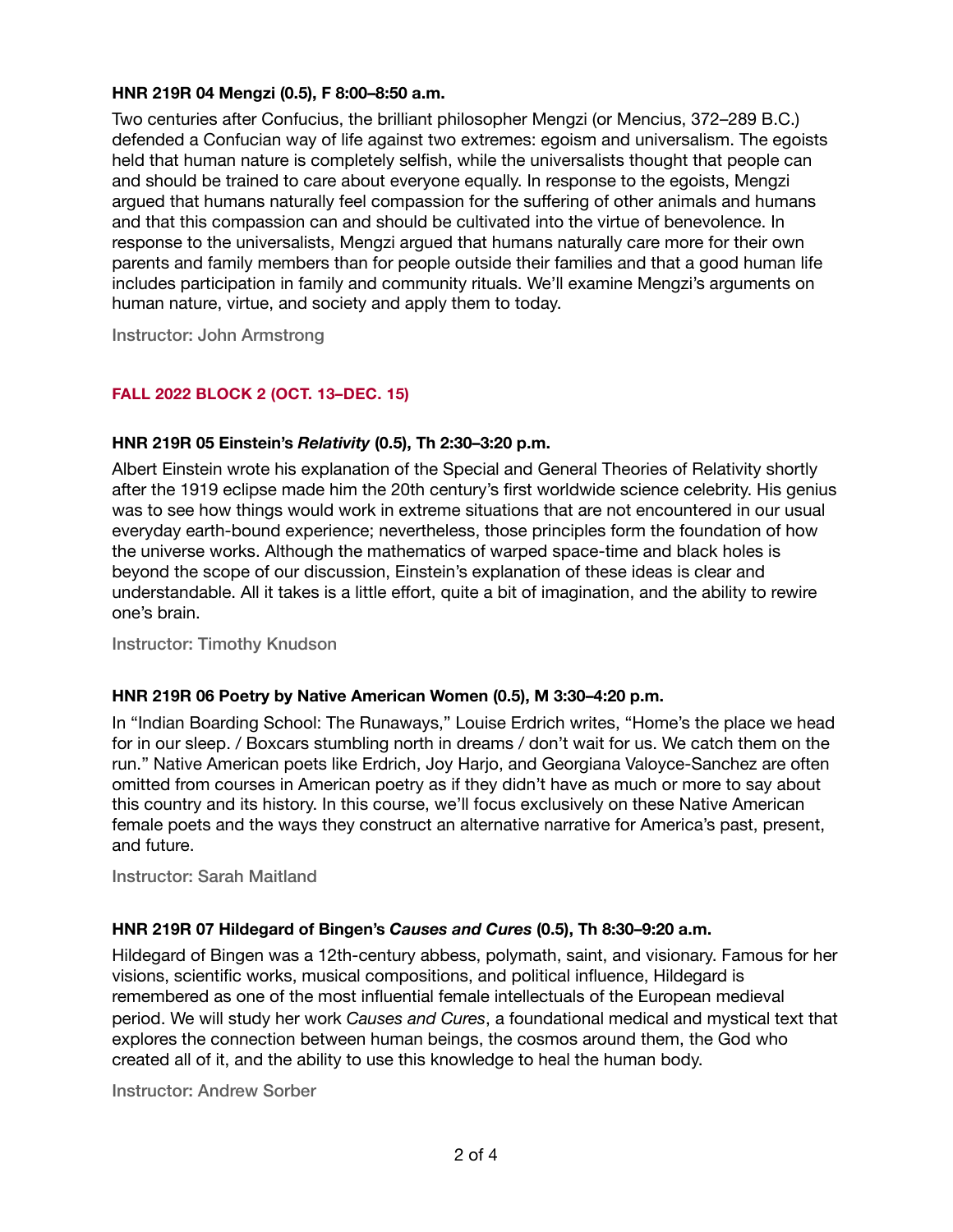### HNR 219R 04 Mengzi (0.5), F 8:00–8:50 a.m.

Two centuries after Confucius, the brilliant philosopher Mengzi (or Mencius, 372–289 B.C.) defended a Confucian way of life against two extremes: egoism and universalism. The egoists held that human nature is completely selfish, while the universalists thought that people can and should be trained to care about everyone equally. In response to the egoists, Mengzi argued that humans naturally feel compassion for the suffering of other animals and humans and that this compassion can and should be cultivated into the virtue of benevolence. In response to the universalists, Mengzi argued that humans naturally care more for their own parents and family members than for people outside their families and that a good human life includes participation in family and community rituals. We'll examine Mengzi's arguments on human nature, virtue, and society and apply them to today.

Instructor: John Armstrong

## FALL 2022 BLOCK 2 (OCT. 13–DEC. 15)

### HNR 219R 05 Einstein's *Relativity* (0.5), Th 2:30–3:20 p.m.

Albert Einstein wrote his explanation of the Special and General Theories of Relativity shortly after the 1919 eclipse made him the 20th century's first worldwide science celebrity. His genius was to see how things would work in extreme situations that are not encountered in our usual everyday earth-bound experience; nevertheless, those principles form the foundation of how the universe works. Although the mathematics of warped space-time and black holes is beyond the scope of our discussion, Einstein's explanation of these ideas is clear and understandable. All it takes is a little effort, quite a bit of imagination, and the ability to rewire one's brain.

Instructor: Timothy Knudson

### HNR 219R 06 Poetry by Native American Women (0.5), M 3:30–4:20 p.m.

In "Indian Boarding School: The Runaways," Louise Erdrich writes, "Home's the place we head for in our sleep. / Boxcars stumbling north in dreams / don't wait for us. We catch them on the run." Native American poets like Erdrich, Joy Harjo, and Georgiana Valoyce-Sanchez are often omitted from courses in American poetry as if they didn't have as much or more to say about this country and its history. In this course, we'll focus exclusively on these Native American female poets and the ways they construct an alternative narrative for America's past, present, and future.

Instructor: Sarah Maitland

### HNR 219R 07 Hildegard of Bingen's *Causes and Cures* (0.5), Th 8:30–9:20 a.m.

Hildegard of Bingen was a 12th-century abbess, polymath, saint, and visionary. Famous for her visions, scientific works, musical compositions, and political influence, Hildegard is remembered as one of the most influential female intellectuals of the European medieval period. We will study her work *Causes and Cures*, a foundational medical and mystical text that explores the connection between human beings, the cosmos around them, the God who created all of it, and the ability to use this knowledge to heal the human body.

Instructor: Andrew Sorber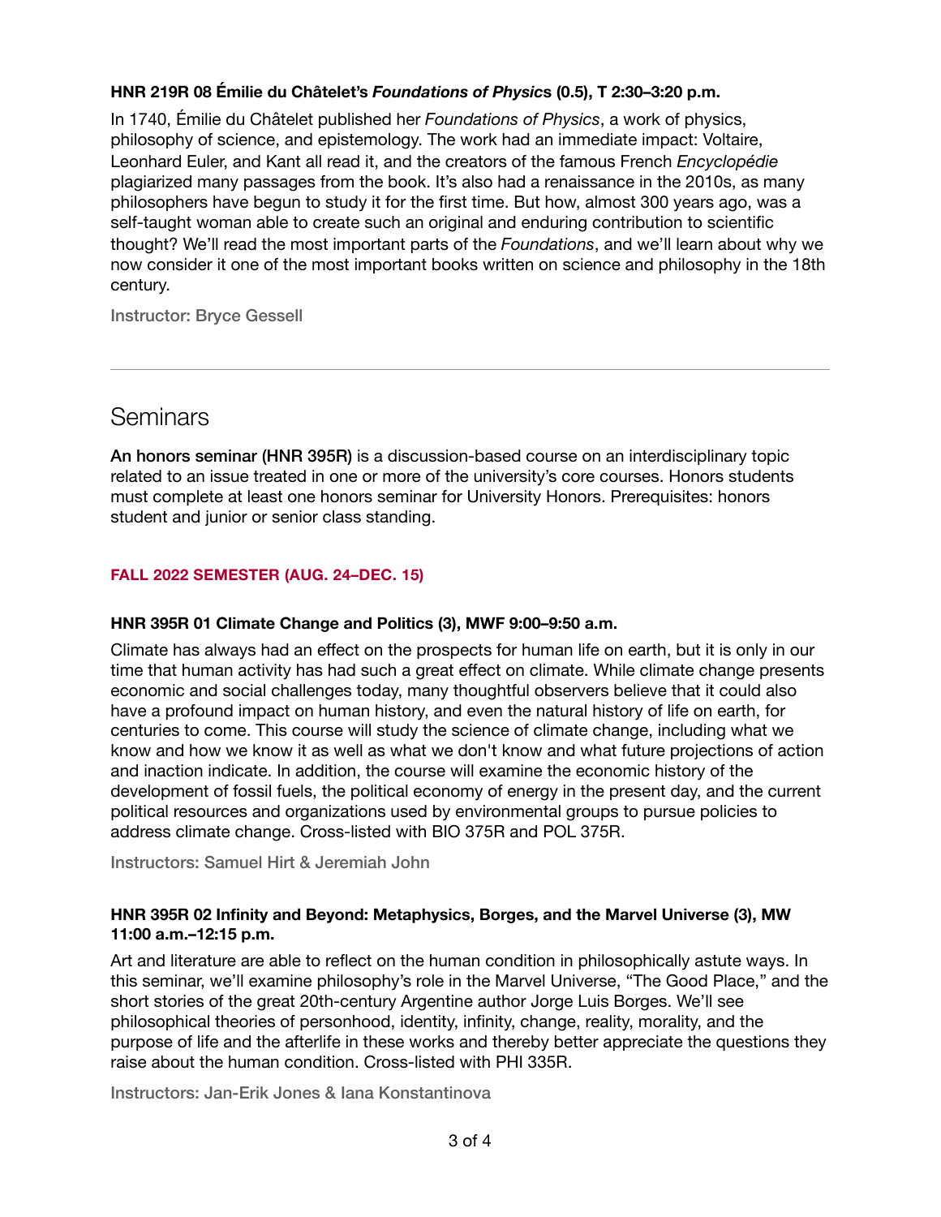#### HNR 219R 08 Émilie du Châtelet's *Foundations of Physics* (0.5), T 2:30–3:20 p.m.

In 1740, Émilie du Châtelet published her *Foundations of Physics*, a work of physics, philosophy of science, and epistemology. The work had an immediate impact: Voltaire, Leonhard Euler, and Kant all read it, and the creators of the famous French *Encyclopédie* plagiarized many passages from the book. It's also had a renaissance in the 2010s, as many philosophers have begun to study it for the first time. But how, almost 300 years ago, was a self-taught woman able to create such an original and enduring contribution to scientific thought? We'll read the most important parts of the *Foundations*, and we'll learn about why we now consider it one of the most important books written on science and philosophy in the 18th century.

Instructor: Bryce Gessell

---

## Seminars

**An honors seminar (HNR 395R)** is a discussion-based course on an interdisciplinary topic related to an issue treated in one or more of the university's core courses. Honors students must complete at least one honors seminar for University Honors. Prerequisites: honors student and junior or senior class standing.

### FALL 2022 SEMESTER (AUG. 24–DEC. 15)

#### HNR 395R 01 Climate Change and Politics (3), MWF 9:00–9:50 a.m.

Climate has always had an effect on the prospects for human life on earth, but it is only in our time that human activity has had such a great effect on climate. While climate change presents economic and social challenges today, many thoughtful observers believe that it could also have a profound impact on human history, and even the natural history of life on earth, for centuries to come. This course will study the science of climate change, including what we know and how we know it as well as what we don't know and what future projections of action and inaction indicate. In addition, the course will examine the economic history of the development of fossil fuels, the political economy of energy in the present day, and the current political resources and organizations used by environmental groups to pursue policies to address climate change. Cross-listed with BIO 375R and POL 375R.

Instructors: Samuel Hirt & Jeremiah John

#### HNR 395R 02 Infinity and Beyond: Metaphysics, Borges, and the Marvel Universe (3), MW 11:00 a.m.–12:15 p.m.

Art and literature are able to reflect on the human condition in philosophically astute ways. In this seminar, we'll examine philosophy's role in the Marvel Universe, "The Good Place," and the short stories of the great 20th-century Argentine author Jorge Luis Borges. We'll see philosophical theories of personhood, identity, infinity, change, reality, morality, and the purpose of life and the afterlife in these works and thereby better appreciate the questions they raise about the human condition. Cross-listed with PHI 335R.

Instructors: Jan-Erik Jones & Iana Konstantinova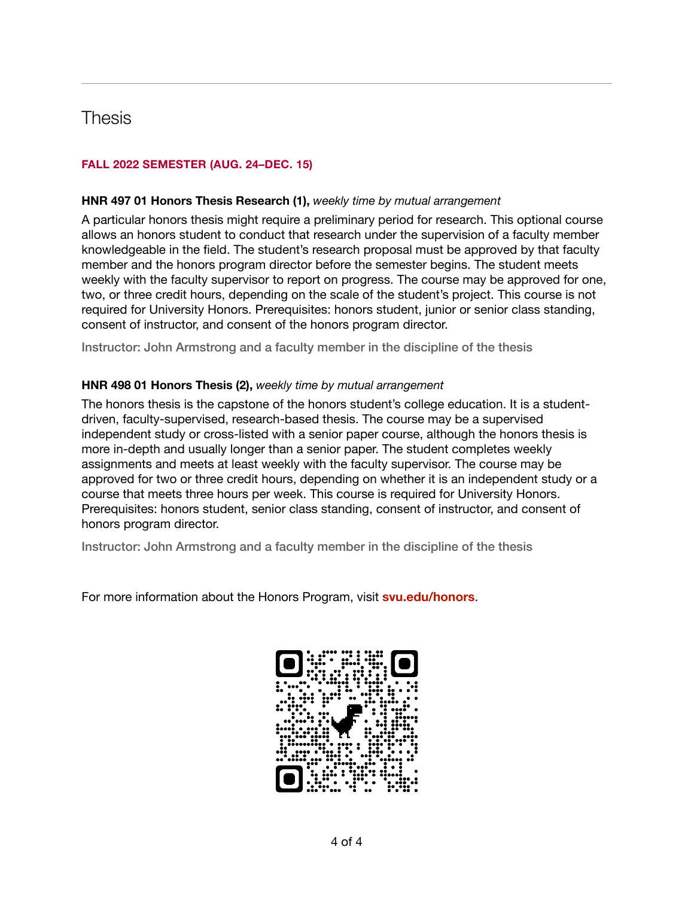# Thesis

## FALL 2022 SEMESTER (AUG. 24–DEC. 15)

**HNR 497 01 Honors Thesis Research (1),** *weekly time by mutual arrangement*

A particular honors thesis might require a preliminary period for research. This optional course allows an honors student to conduct that research under the supervision of a faculty member knowledgeable in the field. The student's research proposal must be approved by that faculty member and the honors program director before the semester begins. The student meets weekly with the faculty supervisor to report on progress. The course may be approved for one, two, or three credit hours, depending on the scale of the student's project. This course is not required for University Honors. Prerequisites: honors student, junior or senior class standing, consent of instructor, and consent of the honors program director.

Instructor: John Armstrong and a faculty member in the discipline of the thesis

**HNR 498 01 Honors Thesis (2),** *weekly time by mutual arrangement*

The honors thesis is the capstone of the honors student's college education. It is a student-driven, faculty-supervised, research-based thesis. The course may be a supervised independent study or cross-listed with a senior paper course, although the honors thesis is more in-depth and usually longer than a senior paper. The student completes weekly assignments and meets at least weekly with the faculty supervisor. The course may be approved for two or three credit hours, depending on whether it is an independent study or a course that meets three hours per week. This course is required for University Honors. Prerequisites: honors student, senior class standing, consent of instructor, and consent of honors program director.

Instructor: John Armstrong and a faculty member in the discipline of the thesis

For more information about the Honors Program, visit **svu.edu/honors**.